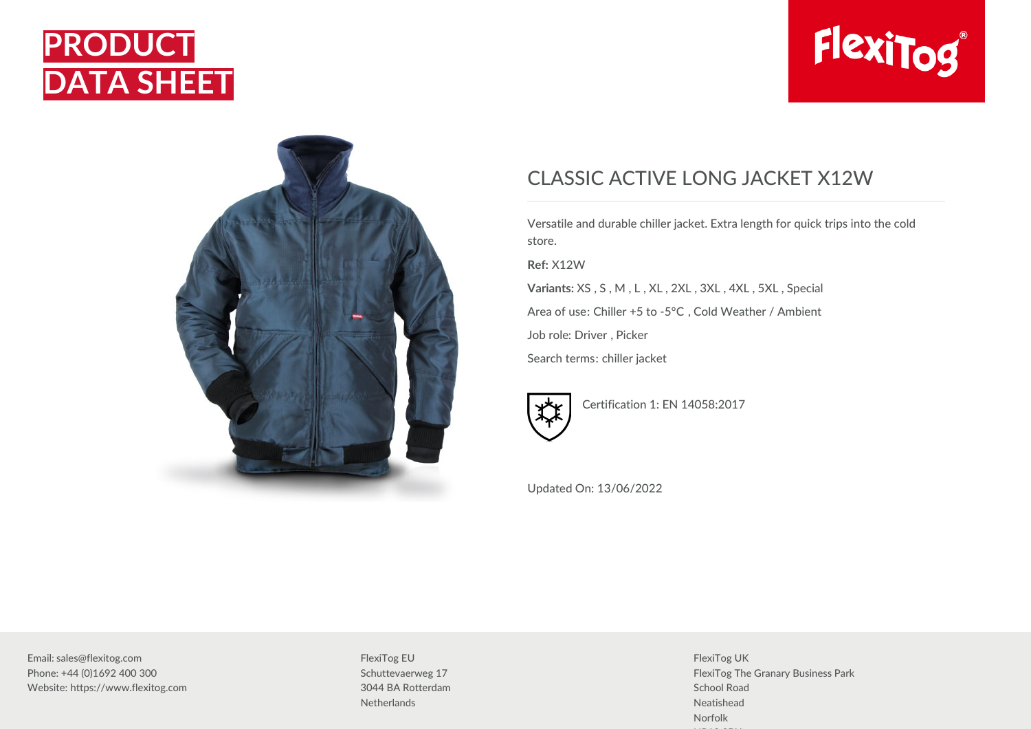# PRODUCT DATA SHEET

FlexiTog®

## CLASSIC ACTIVE LONG JACKET X12W

Versatile and durable chiller jacket. Extra length for quick trips into the cold store.

**Ref:** X12W

**Variants:** XS , S , M , L , XL , 2XL , 3XL , 4XL , 5XL , Special

Area of use: Chiller +5 to -5°C , Cold Weather / Ambient

Job role: Driver , Picker

Search terms: chiller jacket

Certification 1: EN 14058:2017

Updated On: 13/06/2022

Email: sales@flexitog.com
Phone: +44 (0)1692 400 300
Website: https://www.flexitog.com

FlexiTog EU
Schuttevaerweg 17
3044 BA Rotterdam
Netherlands

FlexiTog UK
FlexiTog The Granary Business Park
School Road
Neatishead
Norfolk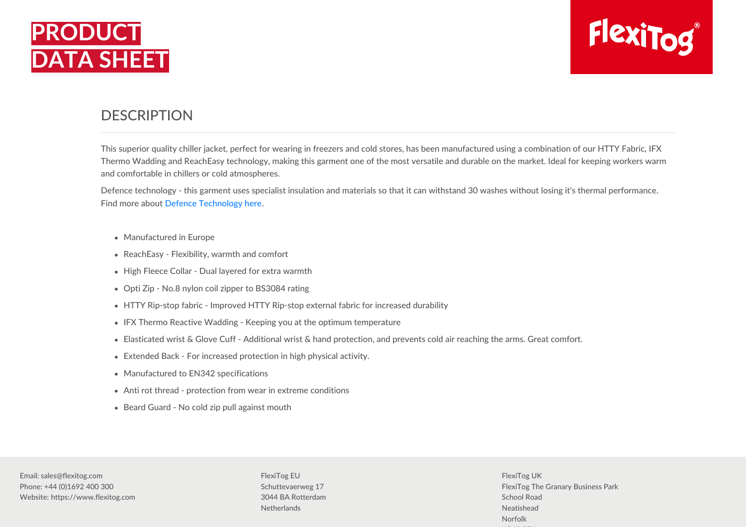# PRODUCT DATA SHEET

## DESCRIPTION

This superior quality chiller jacket, perfect for wearing in freezers and cold stores, has been manufactured using a combination of our HTTY Fabric, IFX Thermo Wadding and ReachEasy technology, making this garment one of the most versatile and durable on the market. Ideal for keeping workers warm and comfortable in chillers or cold atmospheres.

Defence technology - this garment uses specialist insulation and materials so that it can withstand 30 washes without losing it's thermal performance. Find more about Defence Technology here.

- Manufactured in Europe
- ReachEasy - Flexibility, warmth and comfort
- High Fleece Collar - Dual layered for extra warmth
- Opti Zip - No.8 nylon coil zipper to BS3084 rating
- HTTY Rip-stop fabric - Improved HTTY Rip-stop external fabric for increased durability
- IFX Thermo Reactive Wadding - Keeping you at the optimum temperature
- Elasticated wrist & Glove Cuff - Additional wrist & hand protection, and prevents cold air reaching the arms. Great comfort.
- Extended Back - For increased protection in high physical activity.
- Manufactured to EN342 specifications
- Anti rot thread - protection from wear in extreme conditions
- Beard Guard - No cold zip pull against mouth

Email: sales@flexitog.com
Phone: +44 (0)1692 400 300
Website: https://www.flexitog.com

FlexiTog EU
Schuttevaerweg 17
3044 BA Rotterdam
Netherlands

FlexiTog UK
FlexiTog The Granary Business Park
School Road
Neatishead
Norfolk